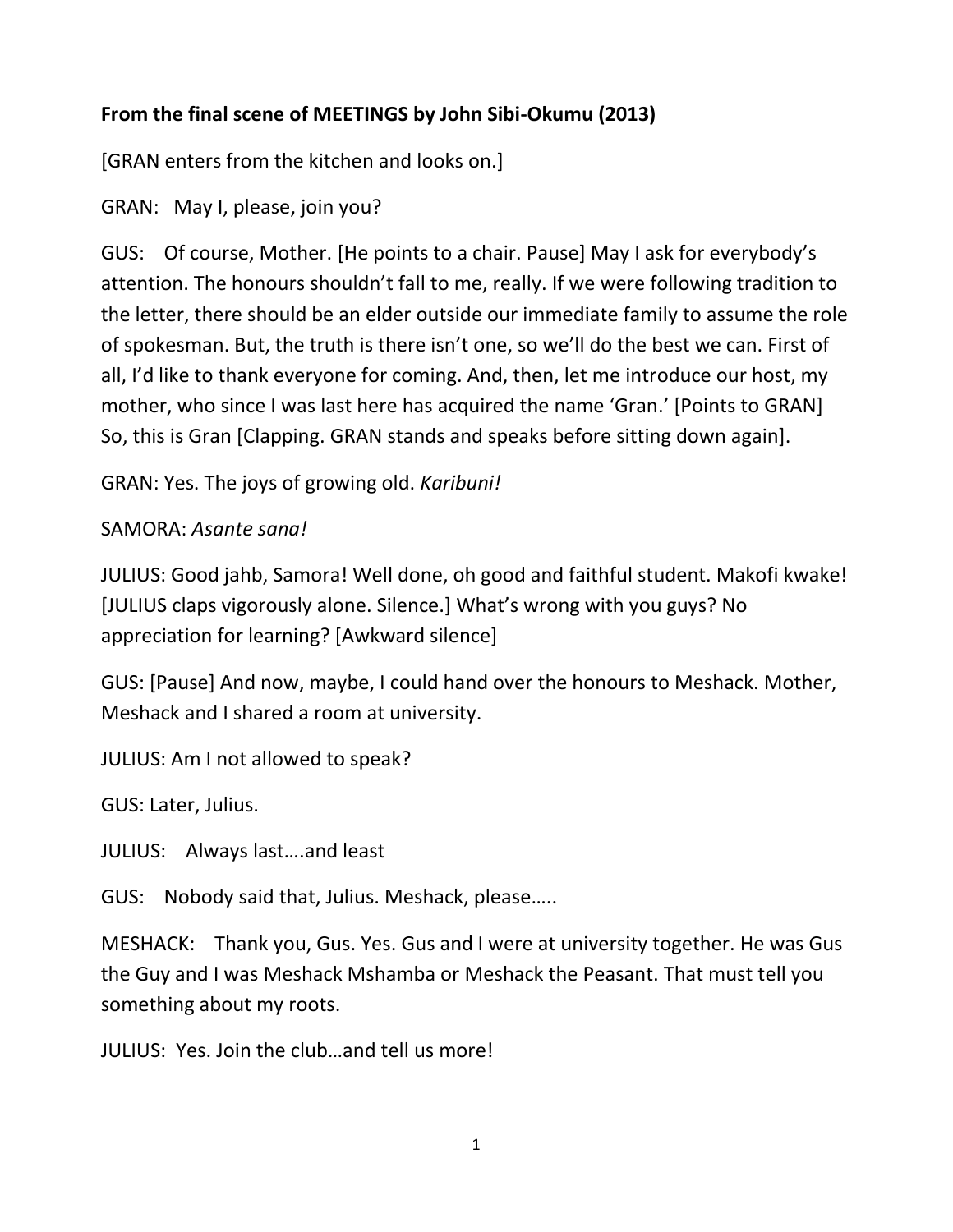**From the final scene of MEETINGS by John Sibi-Okumu (2013)**

[GRAN enters from the kitchen and looks on.]

GRAN: May I, please, join you?

GUS: Of course, Mother. [He points to a chair. Pause] May I ask for everybody's attention. The honours shouldn't fall to me, really. If we were following tradition to the letter, there should be an elder outside our immediate family to assume the role of spokesman. But, the truth is there isn't one, so we'll do the best we can. First of all, I'd like to thank everyone for coming. And, then, let me introduce our host, my mother, who since I was last here has acquired the name 'Gran.' [Points to GRAN] So, this is Gran [Clapping. GRAN stands and speaks before sitting down again].

GRAN: Yes. The joys of growing old. *Karibuni!*

SAMORA: *Asante sana!*

JULIUS: Good jahb, Samora! Well done, oh good and faithful student. Makofi kwake! [JULIUS claps vigorously alone. Silence.] What's wrong with you guys? No appreciation for learning? [Awkward silence]

GUS: [Pause] And now, maybe, I could hand over the honours to Meshack. Mother, Meshack and I shared a room at university.

JULIUS: Am I not allowed to speak?

GUS: Later, Julius.

JULIUS: Always last....and least

GUS: Nobody said that, Julius. Meshack, please.....

MESHACK: Thank you, Gus. Yes. Gus and I were at university together. He was Gus the Guy and I was Meshack Mshamba or Meshack the Peasant. That must tell you something about my roots.

JULIUS: Yes. Join the club…and tell us more!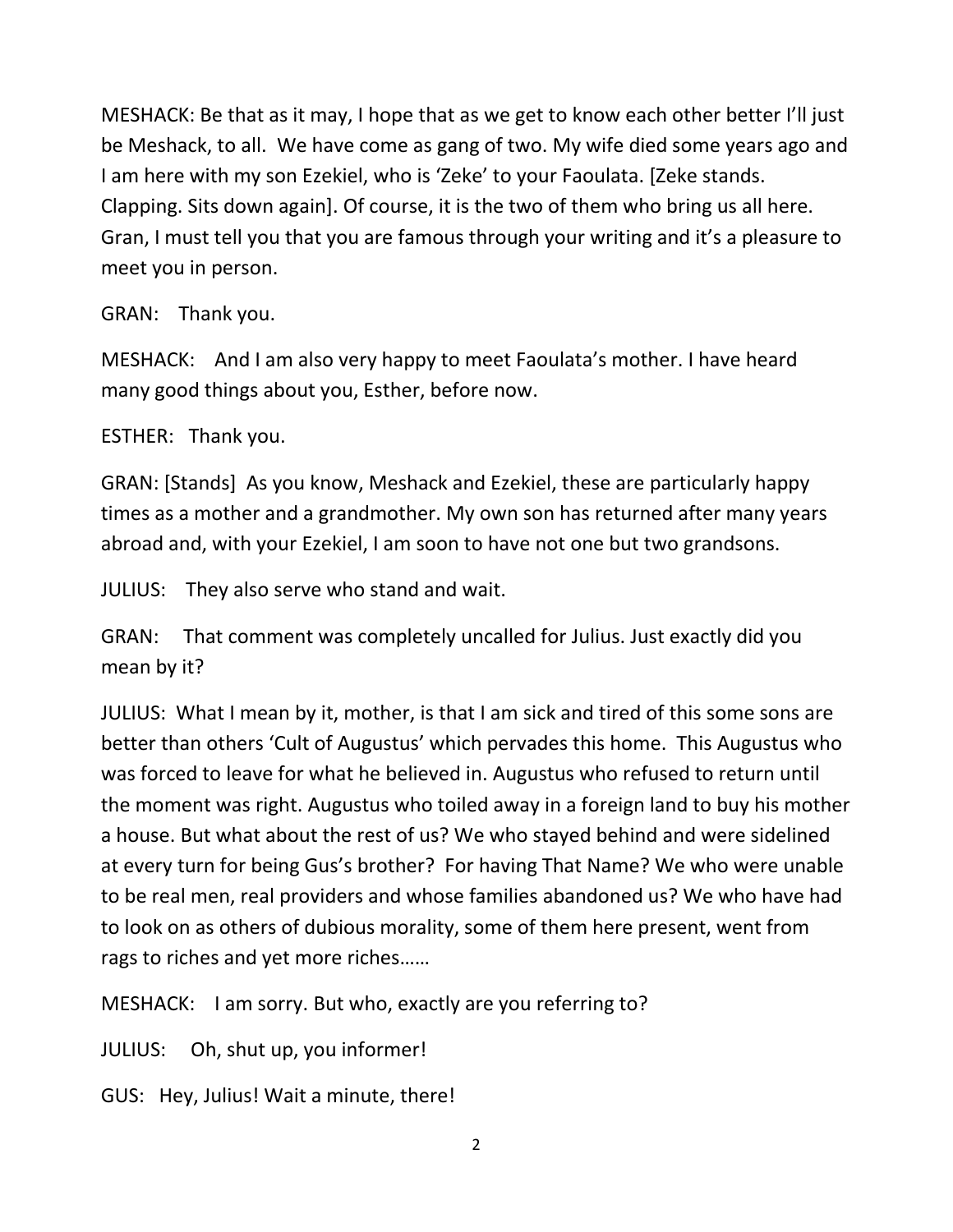MESHACK: Be that as it may, I hope that as we get to know each other better I'll just be Meshack, to all. We have come as gang of two. My wife died some years ago and I am here with my son Ezekiel, who is 'Zeke' to your Faoulata. [Zeke stands. Clapping. Sits down again]. Of course, it is the two of them who bring us all here. Gran, I must tell you that you are famous through your writing and it's a pleasure to meet you in person.

GRAN: Thank you.

MESHACK: And I am also very happy to meet Faoulata's mother. I have heard many good things about you, Esther, before now.

ESTHER: Thank you.

GRAN: [Stands] As you know, Meshack and Ezekiel, these are particularly happy times as a mother and a grandmother. My own son has returned after many years abroad and, with your Ezekiel, I am soon to have not one but two grandsons.

JULIUS: They also serve who stand and wait.

GRAN: That comment was completely uncalled for Julius. Just exactly did you mean by it?

JULIUS: What I mean by it, mother, is that I am sick and tired of this some sons are better than others 'Cult of Augustus' which pervades this home. This Augustus who was forced to leave for what he believed in. Augustus who refused to return until the moment was right. Augustus who toiled away in a foreign land to buy his mother a house. But what about the rest of us? We who stayed behind and were sidelined at every turn for being Gus's brother? For having That Name? We who were unable to be real men, real providers and whose families abandoned us? We who have had to look on as others of dubious morality, some of them here present, went from rags to riches and yet more riches……

MESHACK: I am sorry. But who, exactly are you referring to?

JULIUS: Oh, shut up, you informer!

GUS: Hey, Julius! Wait a minute, there!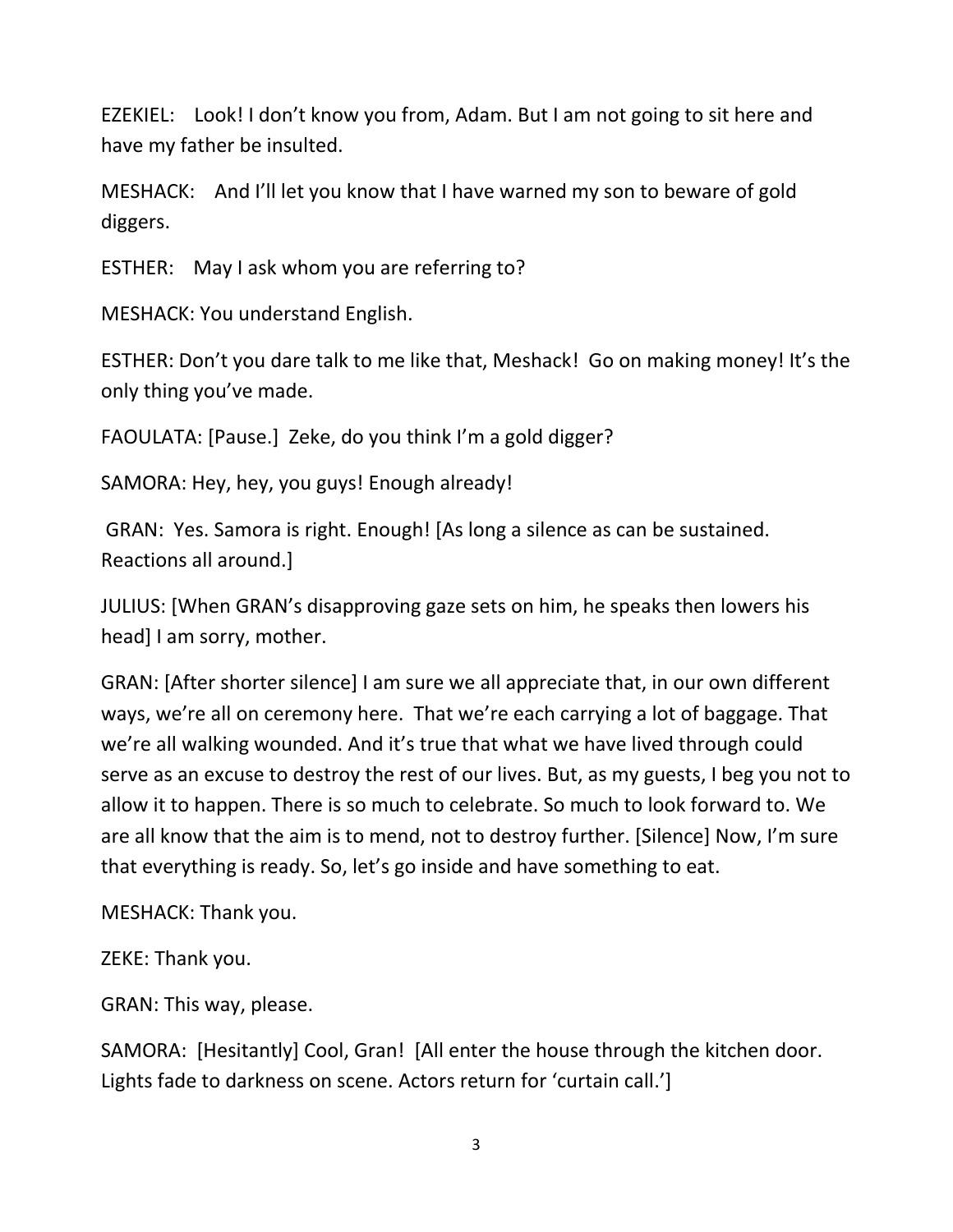EZEKIEL: Look! I don't know you from, Adam. But I am not going to sit here and have my father be insulted.

MESHACK: And I'll let you know that I have warned my son to beware of gold diggers.

ESTHER: May I ask whom you are referring to?

MESHACK: You understand English.

ESTHER: Don't you dare talk to me like that, Meshack! Go on making money! It's the only thing you've made.

FAOULATA: [Pause.] Zeke, do you think I'm a gold digger?

SAMORA: Hey, hey, you guys! Enough already!

GRAN: Yes. Samora is right. Enough! [As long a silence as can be sustained. Reactions all around.]

JULIUS: [When GRAN's disapproving gaze sets on him, he speaks then lowers his head] I am sorry, mother.

GRAN: [After shorter silence] I am sure we all appreciate that, in our own different ways, we're all on ceremony here. That we're each carrying a lot of baggage. That we're all walking wounded. And it's true that what we have lived through could serve as an excuse to destroy the rest of our lives. But, as my guests, I beg you not to allow it to happen. There is so much to celebrate. So much to look forward to. We are all know that the aim is to mend, not to destroy further. [Silence] Now, I'm sure that everything is ready. So, let's go inside and have something to eat.

MESHACK: Thank you.

ZEKE: Thank you.

GRAN: This way, please.

SAMORA: [Hesitantly] Cool, Gran! [All enter the house through the kitchen door. Lights fade to darkness on scene. Actors return for 'curtain call.']